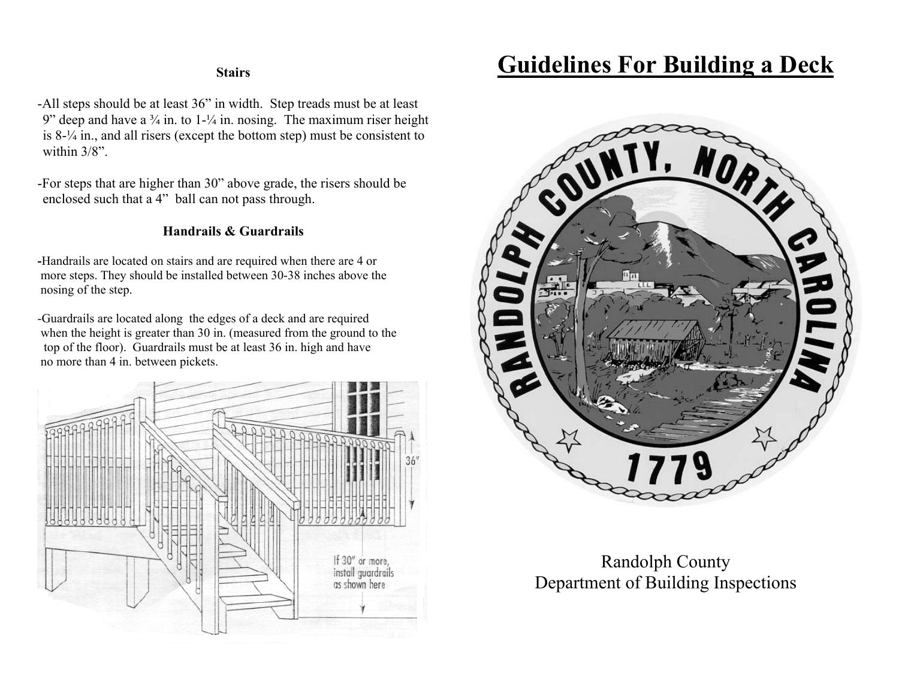## Stairs

-All steps should be at least 36" in width. Step treads must be at least 9" deep and have a ¾ in. to 1-¼ in. nosing. The maximum riser height is 8-¼ in., and all risers (except the bottom step) must be consistent to within 3/8".

-For steps that are higher than 30" above grade, the risers should be enclosed such that a 4" ball can not pass through.

## Handrails & Guardrails

-Handrails are located on stairs and are required when there are 4 or more steps. They should be installed between 30-38 inches above the nosing of the step.

-Guardrails are located along the edges of a deck and are required when the height is greater than 30 in. (measured from the ground to the top of the floor). Guardrails must be at least 36 in. high and have no more than 4 in. between pickets.

36"

If 30" or more, install guardrails as shown here

# Guidelines For Building a Deck

RANDOLPH COUNTY, NORTH CAROLINA

1779

Randolph County
Department of Building Inspections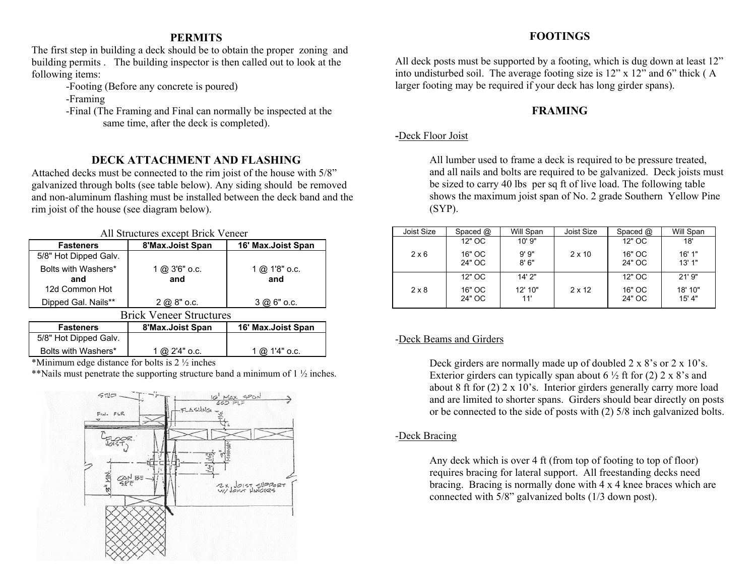## PERMITS

The first step in building a deck should be to obtain the proper zoning and building permits . The building inspector is then called out to look at the following items:

- -Footing (Before any concrete is poured)
- -Framing
- -Final (The Framing and Final can normally be inspected at the same time, after the deck is completed).

## DECK ATTACHMENT AND FLASHING

Attached decks must be connected to the rim joist of the house with 5/8" galvanized through bolts (see table below). Any siding should be removed and non-aluminum flashing must be installed between the deck band and the rim joist of the house (see diagram below).

All Structures except Brick Veneer

| Fasteners | 8'Max.Joist Span | 16' Max.Joist Span |
|---|---|---|
| 5/8" Hot Dipped Galv. Bolts with Washers* **and** 12d Common Hot Dipped Gal. Nails** | 1 @ 3'6" o.c. **and** 2 @ 8" o.c. | 1 @ 1'8" o.c. **and** 3 @ 6" o.c. |

Brick Veneer Structures

| Fasteners | 8'Max.Joist Span | 16' Max.Joist Span |
|---|---|---|
| 5/8" Hot Dipped Galv. Bolts with Washers* | 1 @ 2'4" o.c. | 1 @ 1'4" o.c. |

*Minimum edge distance for bolts is 2 ½ inches

**Nails must penetrate the supporting structure band a minimum of 1 ½ inches.

## FOOTINGS

All deck posts must be supported by a footing, which is dug down at least 12" into undisturbed soil. The average footing size is 12" x 12" and 6" thick ( A larger footing may be required if your deck has long girder spans).

## FRAMING

-Deck Floor Joist

All lumber used to frame a deck is required to be pressure treated, and all nails and bolts are required to be galvanized. Deck joists must be sized to carry 40 lbs per sq ft of live load. The following table shows the maximum joist span of No. 2 grade Southern Yellow Pine (SYP).

| Joist Size | Spaced @ | Will Span | Joist Size | Spaced @ | Will Span |
|---|---|---|---|---|---|
| 2 x 6 | 12" OC | 10' 9" | 2 x 10 | 12" OC | 18' |
| | 16" OC | 9' 9" | | 16" OC | 16' 1" |
| | 24" OC | 8' 6" | | 24" OC | 13' 1" |
| 2 x 8 | 12" OC | 14' 2" | 2 x 12 | 12" OC | 21' 9" |
| | 16" OC | 12' 10" | | 16" OC | 18' 10" |
| | 24" OC | 11' | | 24" OC | 15' 4" |

-Deck Beams and Girders

Deck girders are normally made up of doubled 2 x 8's or 2 x 10's. Exterior girders can typically span about 6 ½ ft for (2) 2 x 8's and about 8 ft for (2) 2 x 10's. Interior girders generally carry more load and are limited to shorter spans. Girders should bear directly on posts or be connected to the side of posts with (2) 5/8 inch galvanized bolts.

-Deck Bracing

Any deck which is over 4 ft (from top of footing to top of floor) requires bracing for lateral support. All freestanding decks need bracing. Bracing is normally done with 4 x 4 knee braces which are connected with 5/8" galvanized bolts (1/3 down post).